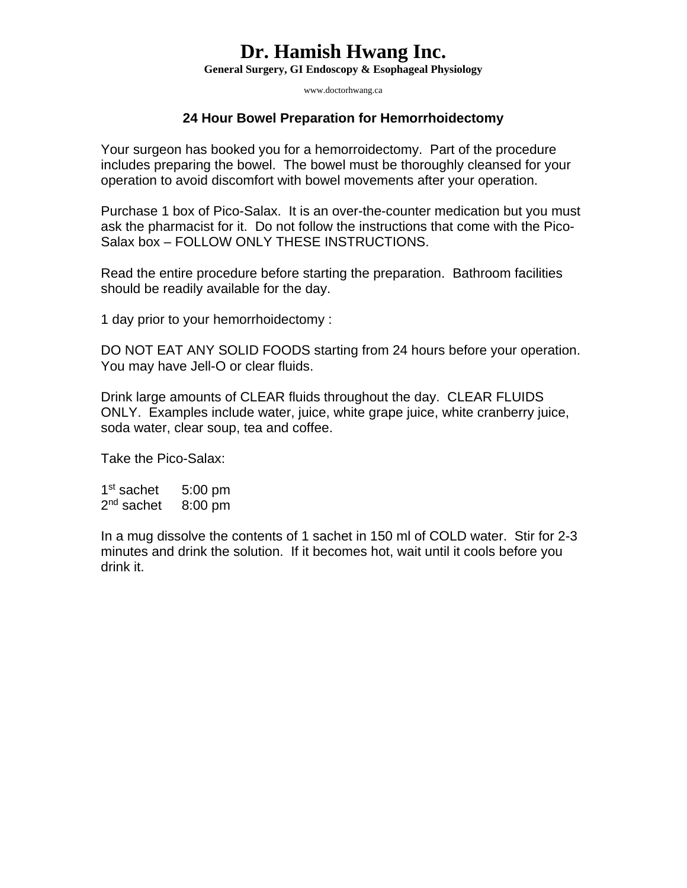# Dr. Hamish Hwang Inc.

**General Surgery, GI Endoscopy & Esophageal Physiology**

www.doctorhwang.ca

## 24 Hour Bowel Preparation for Hemorrhoidectomy

Your surgeon has booked you for a hemorroidectomy. Part of the procedure includes preparing the bowel. The bowel must be thoroughly cleansed for your operation to avoid discomfort with bowel movements after your operation.

Purchase 1 box of Pico-Salax. It is an over-the-counter medication but you must ask the pharmacist for it. Do not follow the instructions that come with the Pico-Salax box – FOLLOW ONLY THESE INSTRUCTIONS.

Read the entire procedure before starting the preparation. Bathroom facilities should be readily available for the day.

1 day prior to your hemorrhoidectomy :

DO NOT EAT ANY SOLID FOODS starting from 24 hours before your operation. You may have Jell-O or clear fluids.

Drink large amounts of CLEAR fluids throughout the day. CLEAR FLUIDS ONLY. Examples include water, juice, white grape juice, white cranberry juice, soda water, clear soup, tea and coffee.

Take the Pico-Salax:

1st sachet 5:00 pm
2nd sachet 8:00 pm

In a mug dissolve the contents of 1 sachet in 150 ml of COLD water. Stir for 2-3 minutes and drink the solution. If it becomes hot, wait until it cools before you drink it.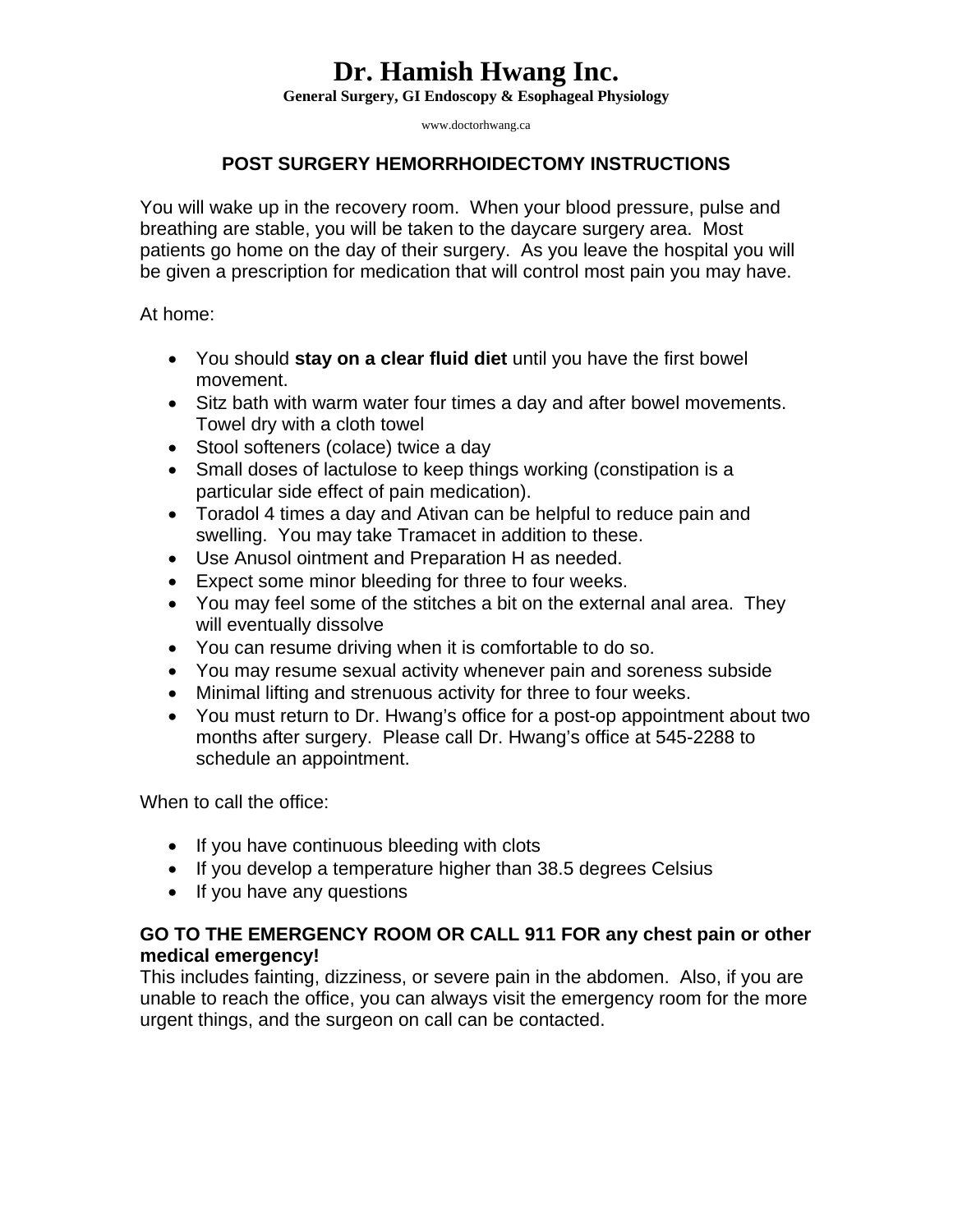# Dr. Hamish Hwang Inc.

**General Surgery, GI Endoscopy & Esophageal Physiology**

www.doctorhwang.ca

## POST SURGERY HEMORRHOIDECTOMY INSTRUCTIONS

You will wake up in the recovery room. When your blood pressure, pulse and breathing are stable, you will be taken to the daycare surgery area. Most patients go home on the day of their surgery. As you leave the hospital you will be given a prescription for medication that will control most pain you may have.

At home:

- You should **stay on a clear fluid diet** until you have the first bowel movement.
- Sitz bath with warm water four times a day and after bowel movements. Towel dry with a cloth towel
- Stool softeners (colace) twice a day
- Small doses of lactulose to keep things working (constipation is a particular side effect of pain medication).
- Toradol 4 times a day and Ativan can be helpful to reduce pain and swelling. You may take Tramacet in addition to these.
- Use Anusol ointment and Preparation H as needed.
- Expect some minor bleeding for three to four weeks.
- You may feel some of the stitches a bit on the external anal area. They will eventually dissolve
- You can resume driving when it is comfortable to do so.
- You may resume sexual activity whenever pain and soreness subside
- Minimal lifting and strenuous activity for three to four weeks.
- You must return to Dr. Hwang's office for a post-op appointment about two months after surgery. Please call Dr. Hwang's office at 545-2288 to schedule an appointment.

When to call the office:

- If you have continuous bleeding with clots
- If you develop a temperature higher than 38.5 degrees Celsius
- If you have any questions

**GO TO THE EMERGENCY ROOM OR CALL 911 FOR any chest pain or other medical emergency!**

This includes fainting, dizziness, or severe pain in the abdomen. Also, if you are unable to reach the office, you can always visit the emergency room for the more urgent things, and the surgeon on call can be contacted.